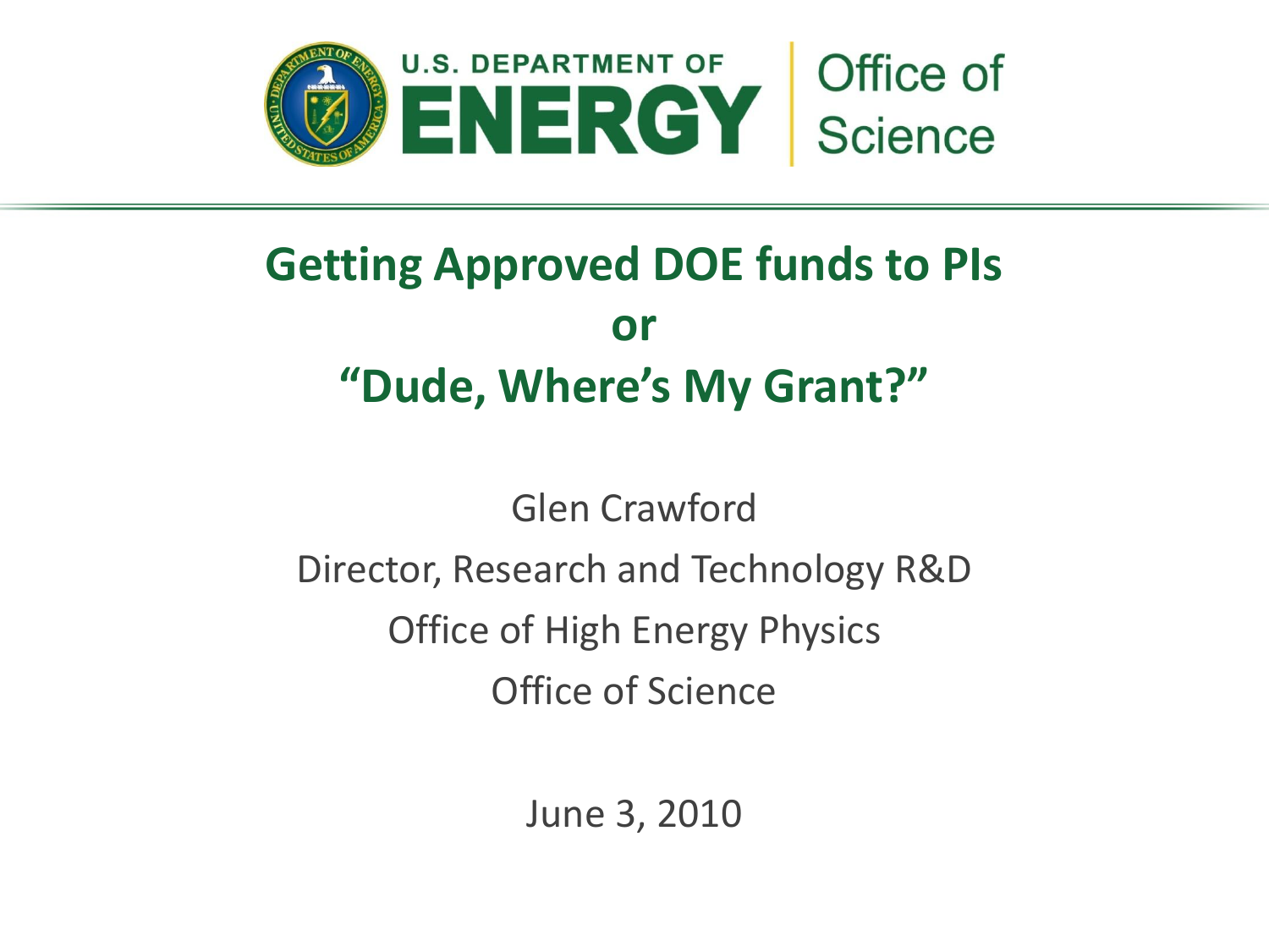U.S. DEPARTMENT OF **ENERGY** | Office of Science

# Getting Approved DOE funds to PIs
# or
# "Dude, Where's My Grant?"

Glen Crawford

Director, Research and Technology R&D

Office of High Energy Physics

Office of Science

June 3, 2010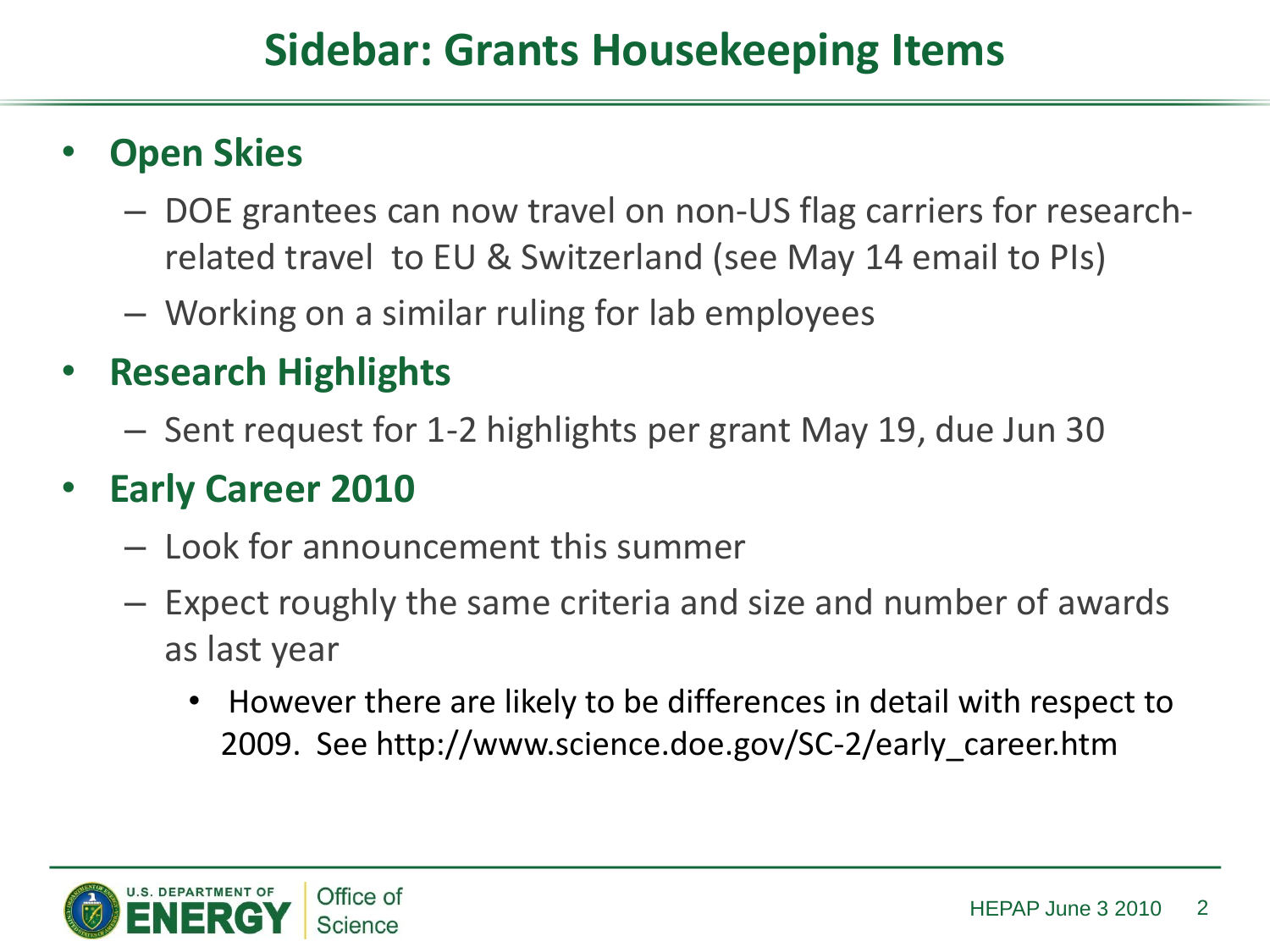# Sidebar: Grants Housekeeping Items

- **Open Skies**
  - DOE grantees can now travel on non-US flag carriers for research-related travel to EU & Switzerland (see May 14 email to PIs)
  - Working on a similar ruling for lab employees
- **Research Highlights**
  - Sent request for 1-2 highlights per grant May 19, due Jun 30
- **Early Career 2010**
  - Look for announcement this summer
  - Expect roughly the same criteria and size and number of awards as last year
    - However there are likely to be differences in detail with respect to 2009. See http://www.science.doe.gov/SC-2/early_career.htm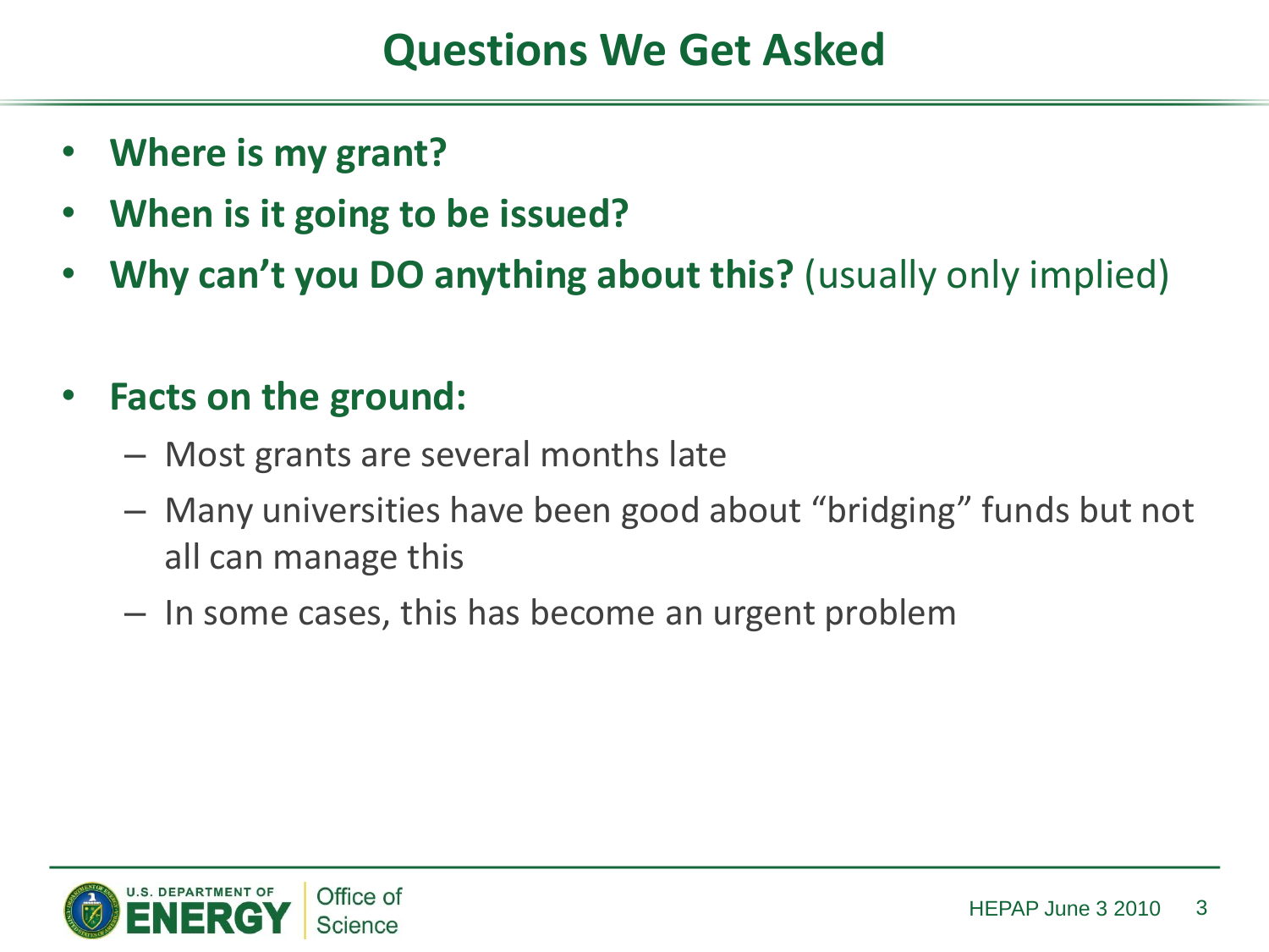# Questions We Get Asked

- **Where is my grant?**
- **When is it going to be issued?**
- **Why can't you DO anything about this?** (usually only implied)

- **Facts on the ground:**
  - Most grants are several months late
  - Many universities have been good about "bridging" funds but not all can manage this
  - In some cases, this has become an urgent problem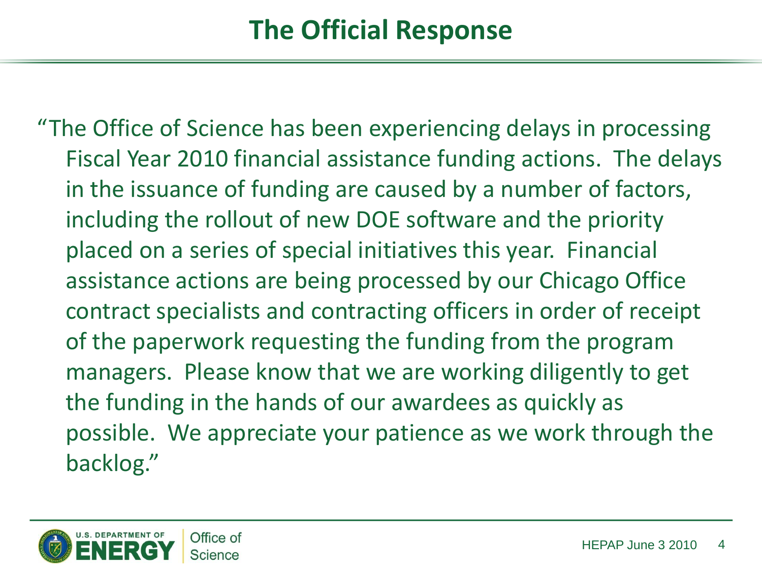# The Official Response

"The Office of Science has been experiencing delays in processing Fiscal Year 2010 financial assistance funding actions. The delays in the issuance of funding are caused by a number of factors, including the rollout of new DOE software and the priority placed on a series of special initiatives this year. Financial assistance actions are being processed by our Chicago Office contract specialists and contracting officers in order of receipt of the paperwork requesting the funding from the program managers. Please know that we are working diligently to get the funding in the hands of our awardees as quickly as possible. We appreciate your patience as we work through the backlog."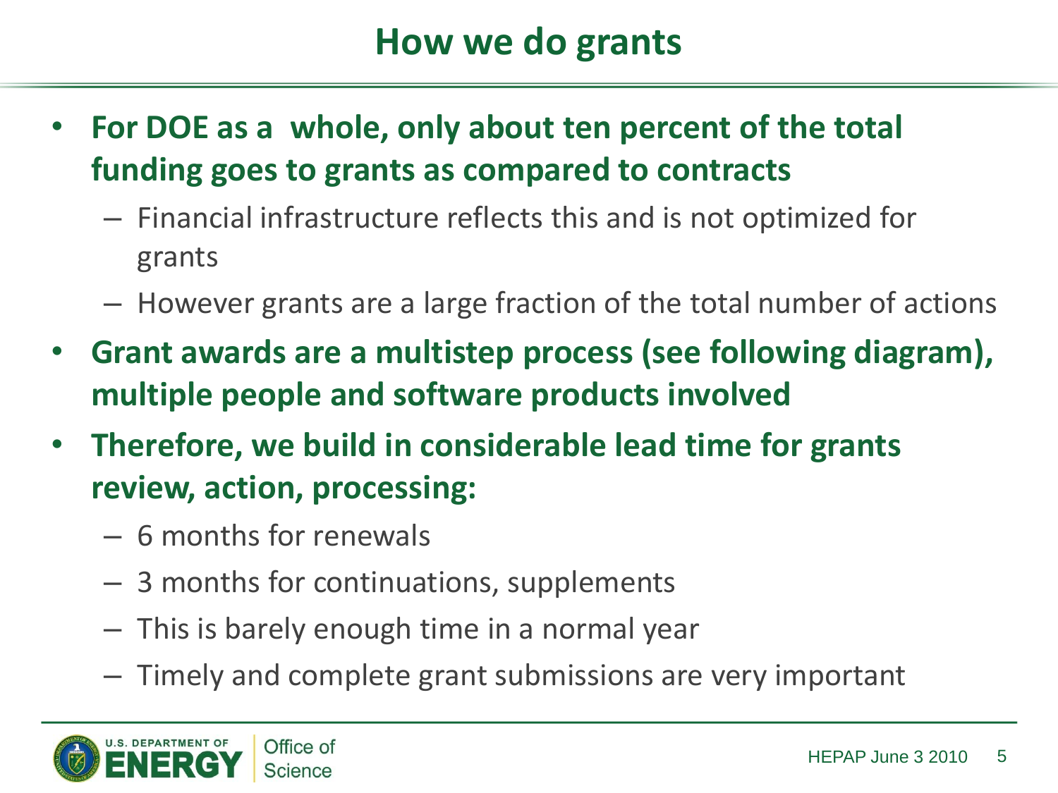# How we do grants

- **For DOE as a whole, only about ten percent of the total funding goes to grants as compared to contracts**
  - Financial infrastructure reflects this and is not optimized for grants
  - However grants are a large fraction of the total number of actions
- **Grant awards are a multistep process (see following diagram), multiple people and software products involved**
- **Therefore, we build in considerable lead time for grants review, action, processing:**
  - 6 months for renewals
  - 3 months for continuations, supplements
  - This is barely enough time in a normal year
  - Timely and complete grant submissions are very important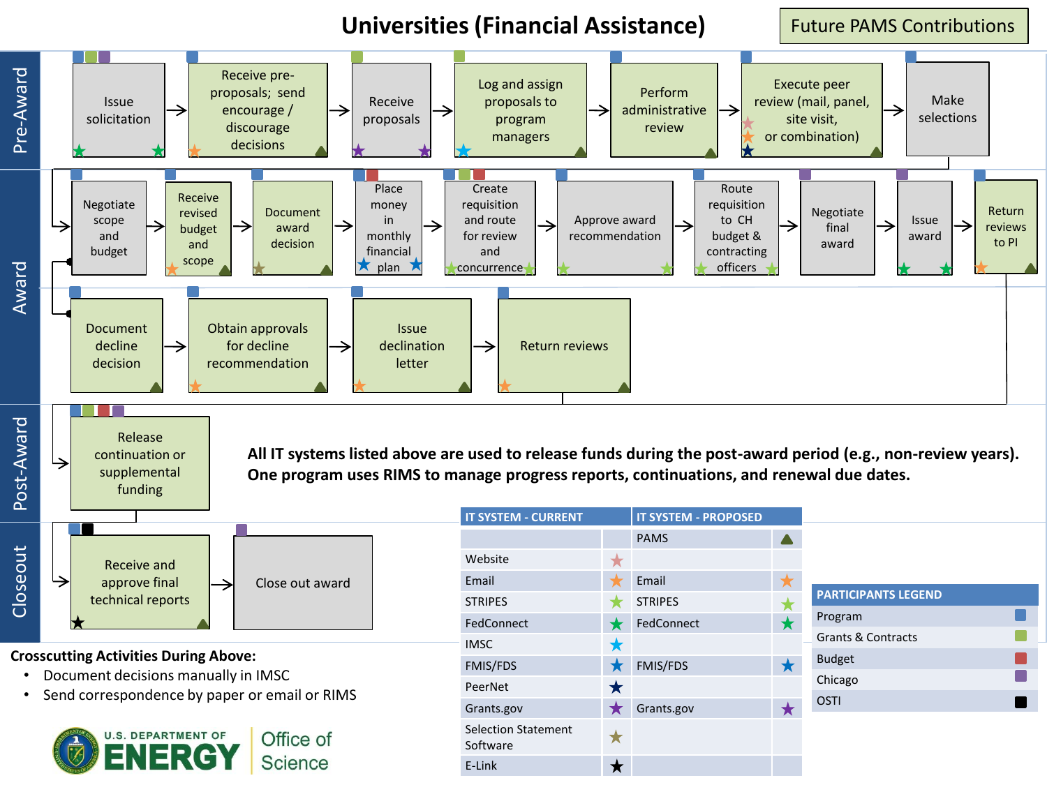# Universities (Financial Assistance)

Future PAMS Contributions

## Pre-Award

- Issue solicitation
- Receive pre-proposals; send encourage / discourage decisions
- Receive proposals
- Log and assign proposals to program managers
- Perform administrative review
- Execute peer review (mail, panel, site visit, or combination)
- Make selections

## Award

- Negotiate scope and budget
- Receive revised budget and scope
- Document award decision
- Place money in monthly financial plan
- Create requisition and route for review and concurrence
- Approve award recommendation
- Route requisition to CH budget & contracting officers
- Negotiate final award
- Issue award
- Return reviews to PI

- Document decline decision
- Obtain approvals for decline recommendation
- Issue declination letter
- Return reviews

## Post-Award

- Release continuation or supplemental funding

**All IT systems listed above are used to release funds during the post-award period (e.g., non-review years). One program uses RIMS to manage progress reports, continuations, and renewal due dates.**

## Closeout

- Receive and approve final technical reports
- Close out award

| IT SYSTEM - CURRENT | | IT SYSTEM - PROPOSED | |
|---|---|---|---|
| | | PAMS | ▲ |
| Website | ★ | | |
| Email | ★ | Email | ★ |
| STRIPES | ★ | STRIPES | ★ |
| FedConnect | ★ | FedConnect | ★ |
| IMSC | ★ | | |
| FMIS/FDS | ★ | FMIS/FDS | ★ |
| PeerNet | ★ | | |
| Grants.gov | ★ | Grants.gov | ★ |
| Selection Statement Software | ★ | | |
| E-Link | ★ | | |

| PARTICIPANTS LEGEND |
|---|
| Program |
| Grants & Contracts |
| Budget |
| Chicago |
| OSTI |

**Crosscutting Activities During Above:**

- Document decisions manually in IMSC
- Send correspondence by paper or email or RIMS

U.S. DEPARTMENT OF ENERGY | Office of Science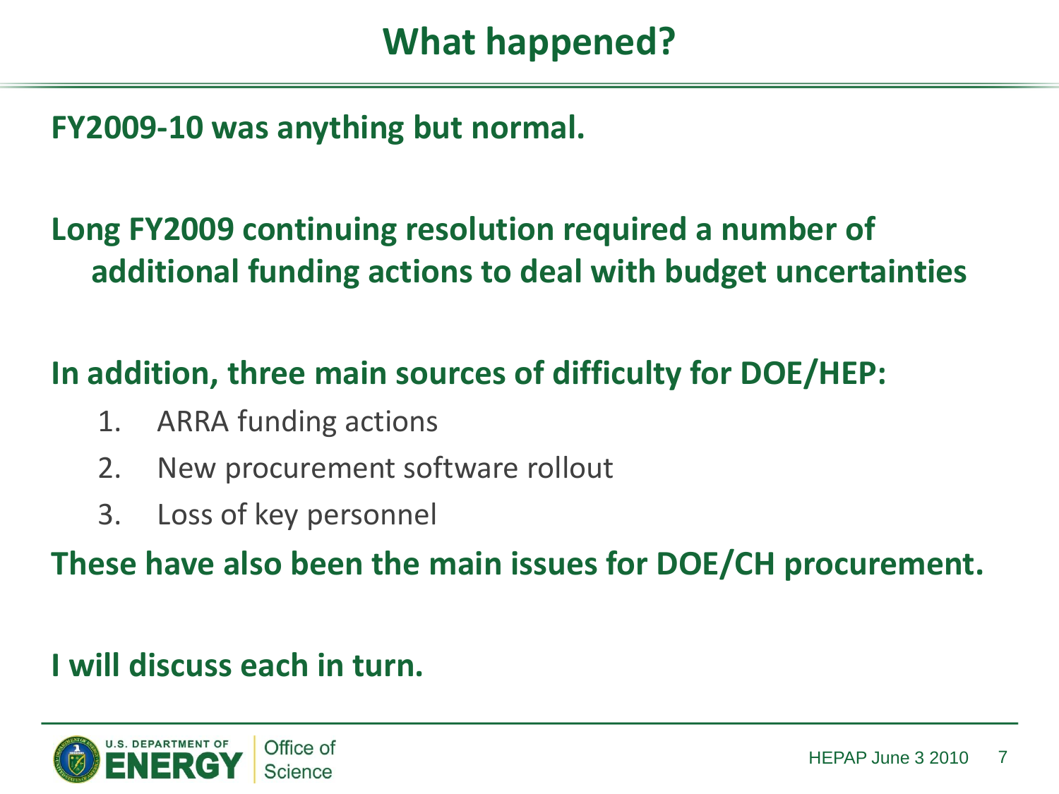# What happened?

**FY2009-10 was anything but normal.**

**Long FY2009 continuing resolution required a number of additional funding actions to deal with budget uncertainties**

**In addition, three main sources of difficulty for DOE/HEP:**

1. ARRA funding actions
2. New procurement software rollout
3. Loss of key personnel

**These have also been the main issues for DOE/CH procurement.**

**I will discuss each in turn.**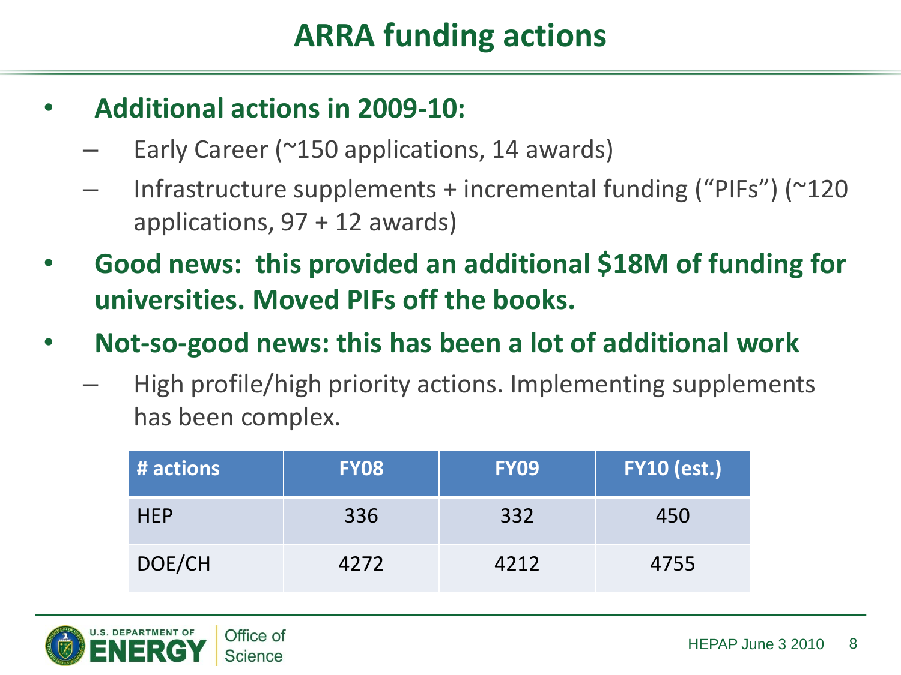# ARRA funding actions

- **Additional actions in 2009-10:**
  - Early Career (~150 applications, 14 awards)
  - Infrastructure supplements + incremental funding ("PIFs") (~120 applications, 97 + 12 awards)
- **Good news: this provided an additional $18M of funding for universities. Moved PIFs off the books.**
- **Not-so-good news: this has been a lot of additional work**
  - High profile/high priority actions. Implementing supplements has been complex.

| # actions | FY08 | FY09 | FY10 (est.) |
|---|---|---|---|
| HEP | 336 | 332 | 450 |
| DOE/CH | 4272 | 4212 | 4755 |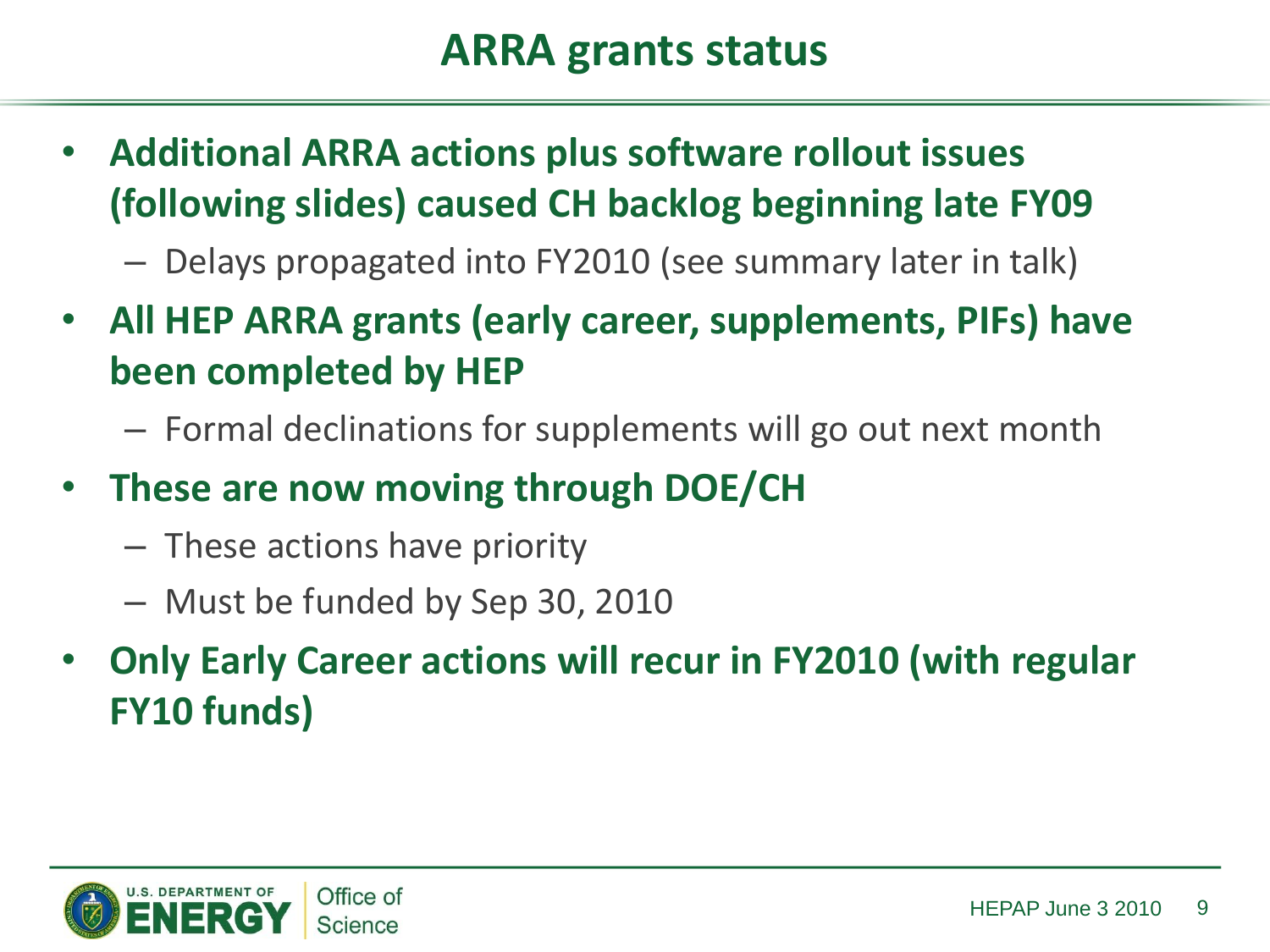# ARRA grants status

- **Additional ARRA actions plus software rollout issues (following slides) caused CH backlog beginning late FY09**
  - Delays propagated into FY2010 (see summary later in talk)
- **All HEP ARRA grants (early career, supplements, PIFs) have been completed by HEP**
  - Formal declinations for supplements will go out next month
- **These are now moving through DOE/CH**
  - These actions have priority
  - Must be funded by Sep 30, 2010
- **Only Early Career actions will recur in FY2010 (with regular FY10 funds)**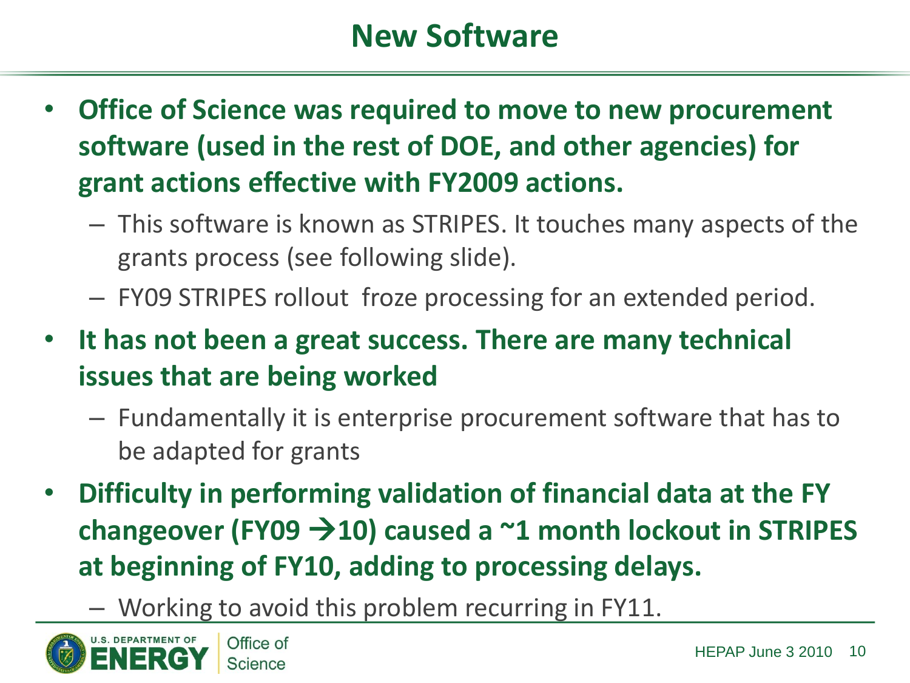# New Software

- **Office of Science was required to move to new procurement software (used in the rest of DOE, and other agencies) for grant actions effective with FY2009 actions.**
  - This software is known as STRIPES. It touches many aspects of the grants process (see following slide).
  - FY09 STRIPES rollout froze processing for an extended period.
- **It has not been a great success. There are many technical issues that are being worked**
  - Fundamentally it is enterprise procurement software that has to be adapted for grants
- **Difficulty in performing validation of financial data at the FY changeover (FY09 →10) caused a ~1 month lockout in STRIPES at beginning of FY10, adding to processing delays.**
  - Working to avoid this problem recurring in FY11.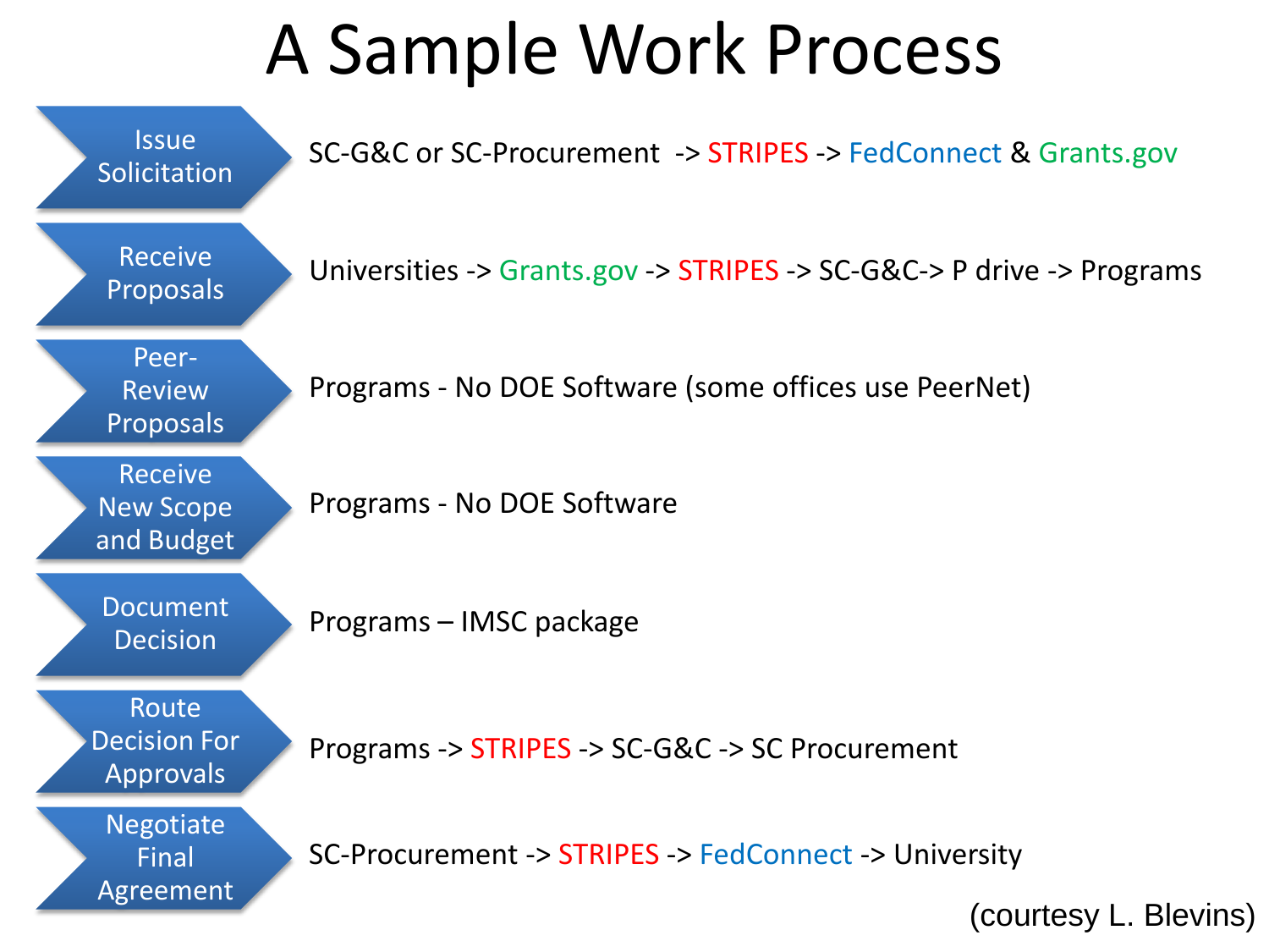# A Sample Work Process

| Step | Process |
| --- | --- |
| Issue Solicitation | SC-G&C or SC-Procurement -> STRIPES -> FedConnect & Grants.gov |
| Receive Proposals | Universities -> Grants.gov -> STRIPES -> SC-G&C-> P drive -> Programs |
| Peer-Review Proposals | Programs - No DOE Software (some offices use PeerNet) |
| Receive New Scope and Budget | Programs - No DOE Software |
| Document Decision | Programs – IMSC package |
| Route Decision For Approvals | Programs -> STRIPES -> SC-G&C -> SC Procurement |
| Negotiate Final Agreement | SC-Procurement -> STRIPES -> FedConnect -> University |

(courtesy L. Blevins)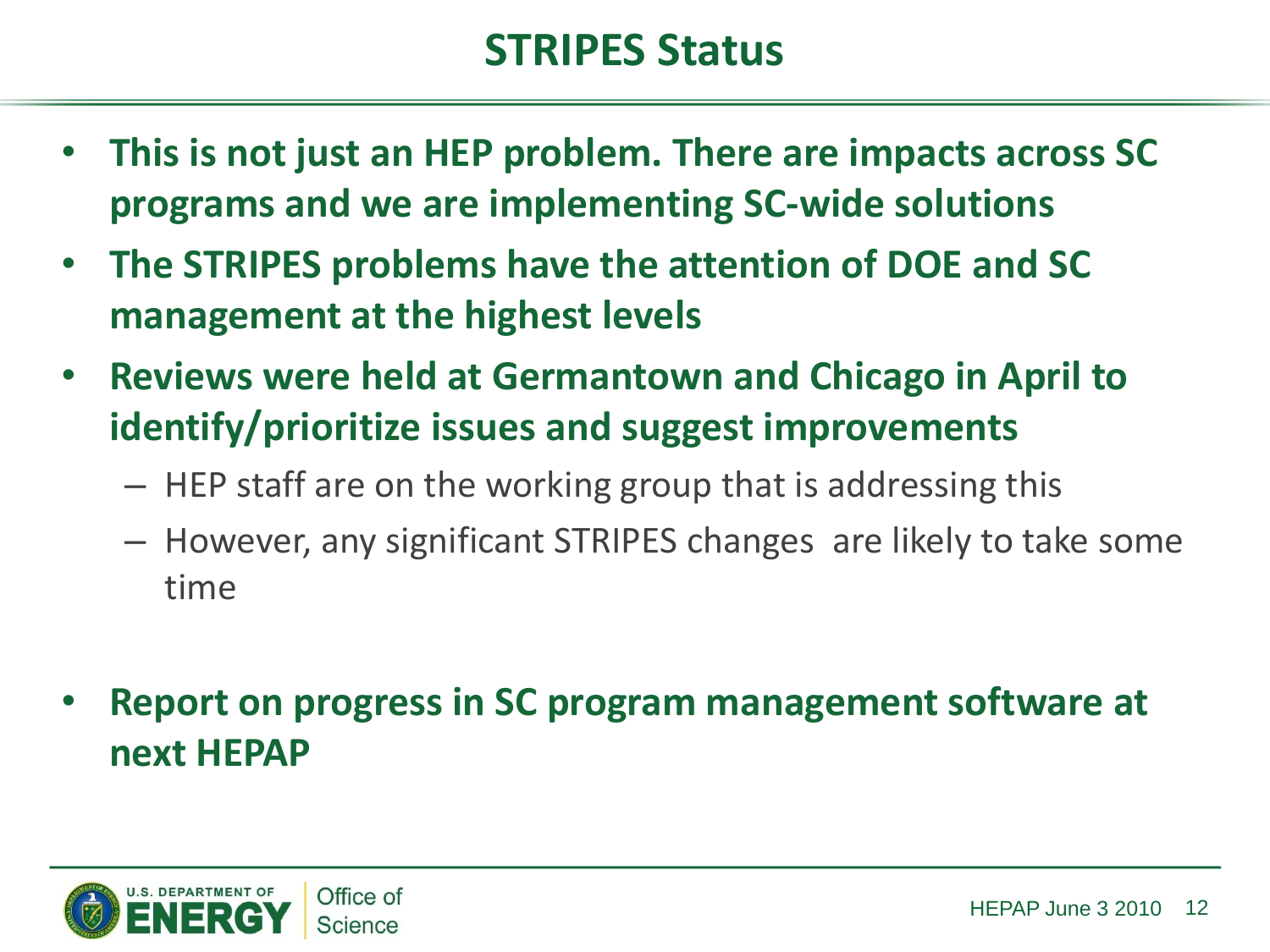# STRIPES Status

- **This is not just an HEP problem. There are impacts across SC programs and we are implementing SC-wide solutions**
- **The STRIPES problems have the attention of DOE and SC management at the highest levels**
- **Reviews were held at Germantown and Chicago in April to identify/prioritize issues and suggest improvements**
  - HEP staff are on the working group that is addressing this
  - However, any significant STRIPES changes are likely to take some time
- **Report on progress in SC program management software at next HEPAP**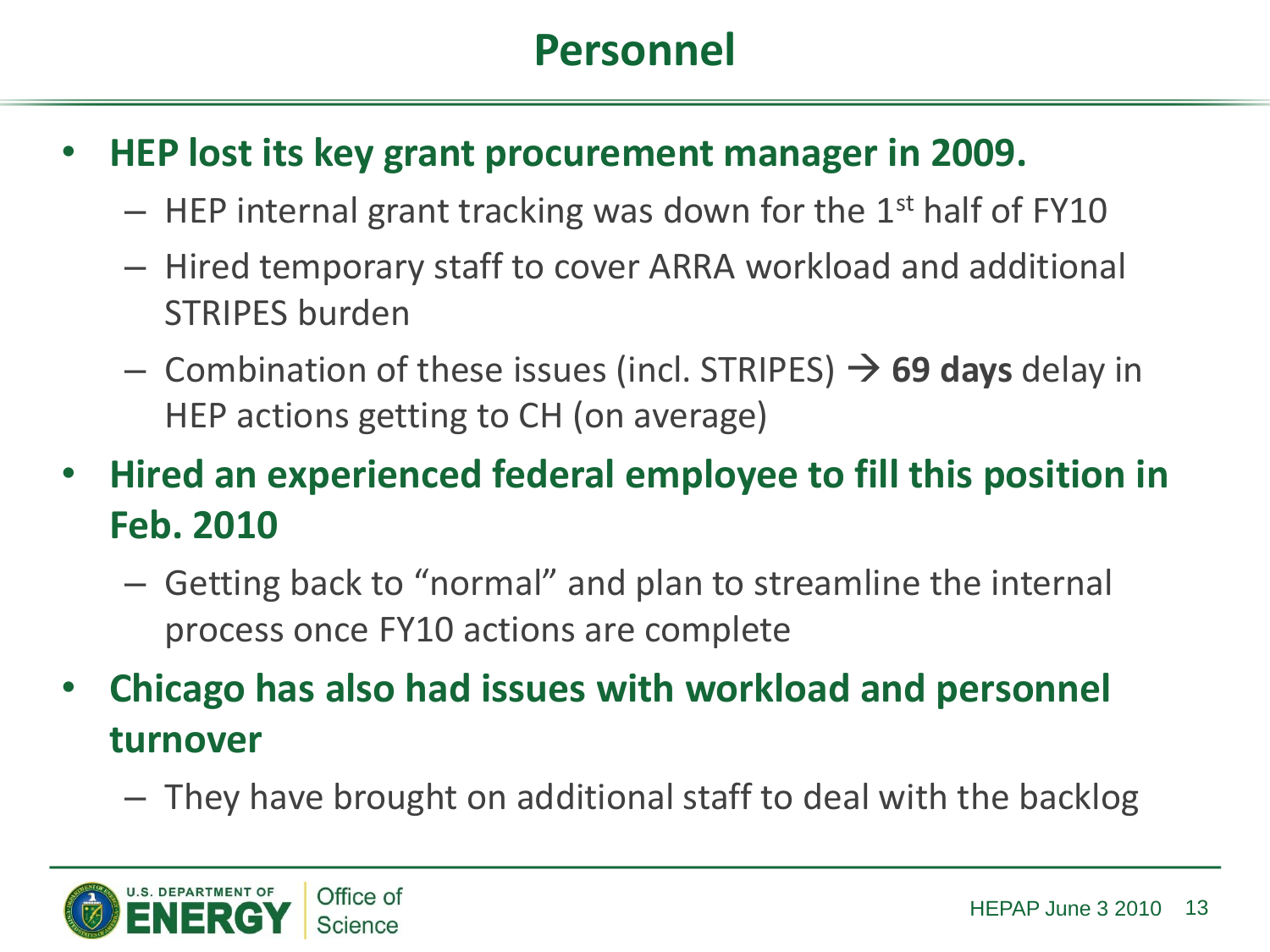# Personnel

- **HEP lost its key grant procurement manager in 2009.**
  - HEP internal grant tracking was down for the 1st half of FY10
  - Hired temporary staff to cover ARRA workload and additional STRIPES burden
  - Combination of these issues (incl. STRIPES) → **69 days** delay in HEP actions getting to CH (on average)
- **Hired an experienced federal employee to fill this position in Feb. 2010**
  - Getting back to "normal" and plan to streamline the internal process once FY10 actions are complete
- **Chicago has also had issues with workload and personnel turnover**
  - They have brought on additional staff to deal with the backlog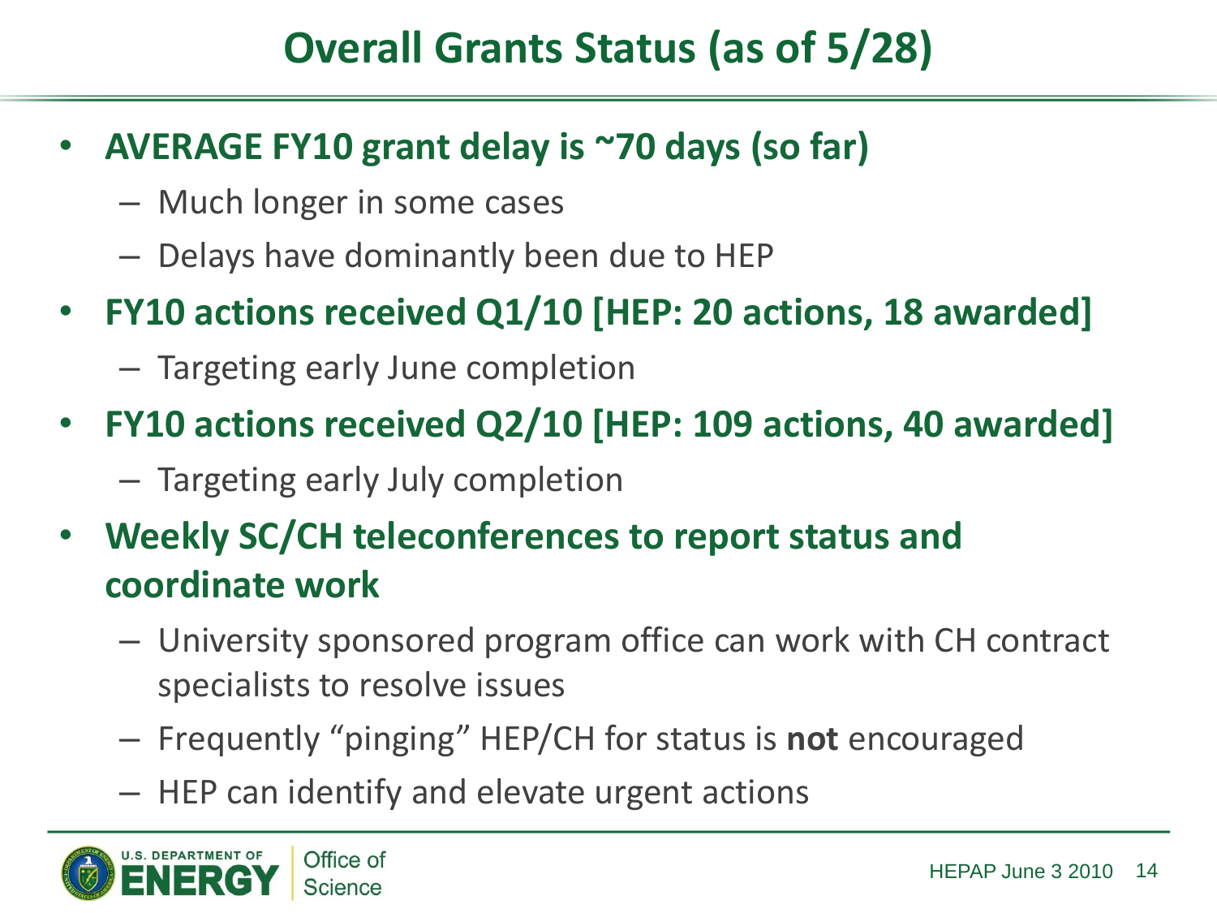# Overall Grants Status (as of 5/28)

- **AVERAGE FY10 grant delay is ~70 days (so far)**
  - Much longer in some cases
  - Delays have dominantly been due to HEP
- **FY10 actions received Q1/10 [HEP: 20 actions, 18 awarded]**
  - Targeting early June completion
- **FY10 actions received Q2/10 [HEP: 109 actions, 40 awarded]**
  - Targeting early July completion
- **Weekly SC/CH teleconferences to report status and coordinate work**
  - University sponsored program office can work with CH contract specialists to resolve issues
  - Frequently "pinging" HEP/CH for status is **not** encouraged
  - HEP can identify and elevate urgent actions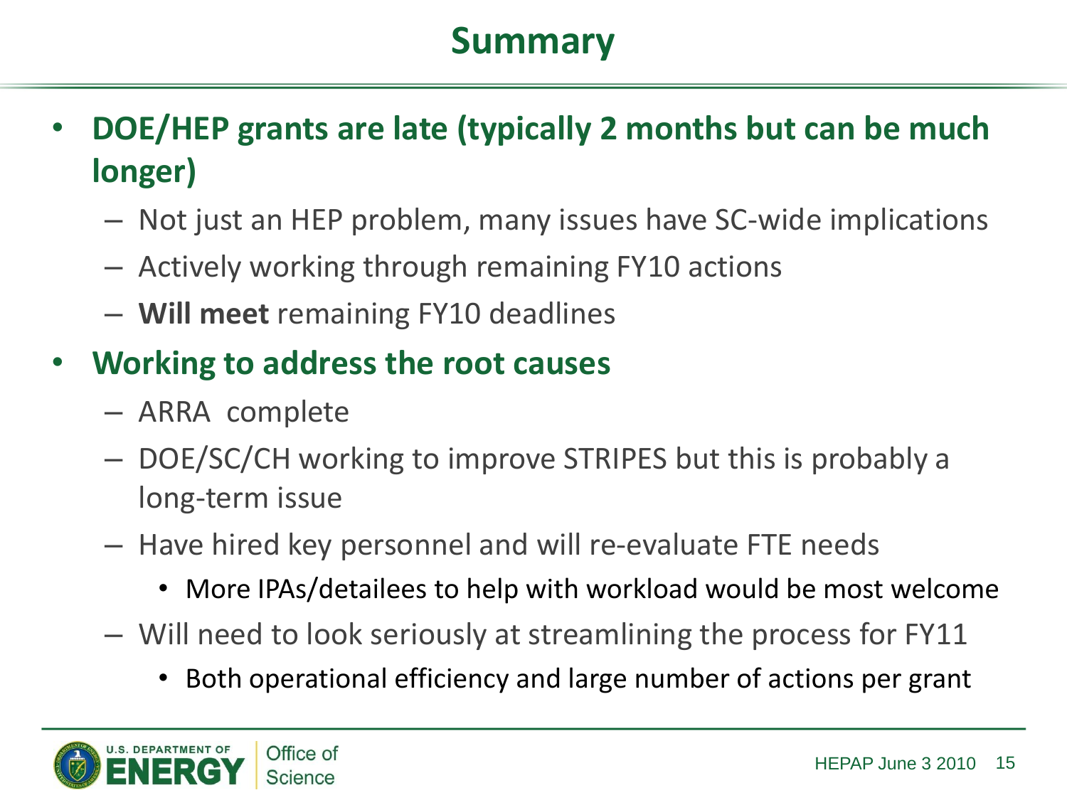# Summary

- **DOE/HEP grants are late (typically 2 months but can be much longer)**
  - Not just an HEP problem, many issues have SC-wide implications
  - Actively working through remaining FY10 actions
  - **Will meet** remaining FY10 deadlines
- **Working to address the root causes**
  - ARRA complete
  - DOE/SC/CH working to improve STRIPES but this is probably a long-term issue
  - Have hired key personnel and will re-evaluate FTE needs
    - More IPAs/detailees to help with workload would be most welcome
  - Will need to look seriously at streamlining the process for FY11
    - Both operational efficiency and large number of actions per grant